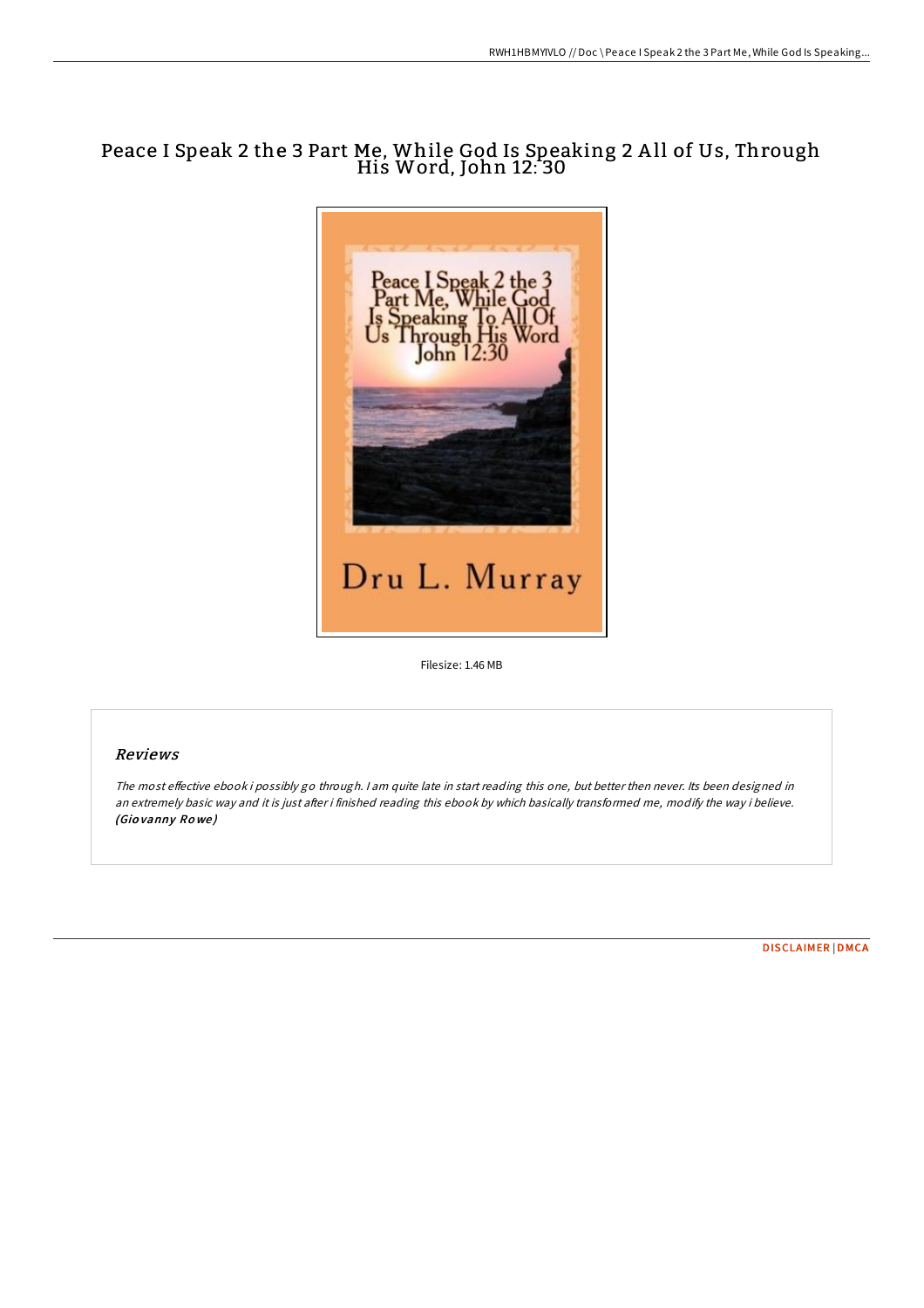# Peace I Speak 2 the 3 Part Me, While God Is Speaking 2 All of Us, Through His Word, John 12:30

Filesize: 1.46 MB

## Reviews

*The most effective ebook i possibly go through. I am quite late in start reading this one, but better then never. Its been designed in an extremely basic way and it is just after i finished reading this ebook by which basically transformed me, modify the way i believe.* ***(Giovanny Rowe)***

DISCLAIMER | DMCA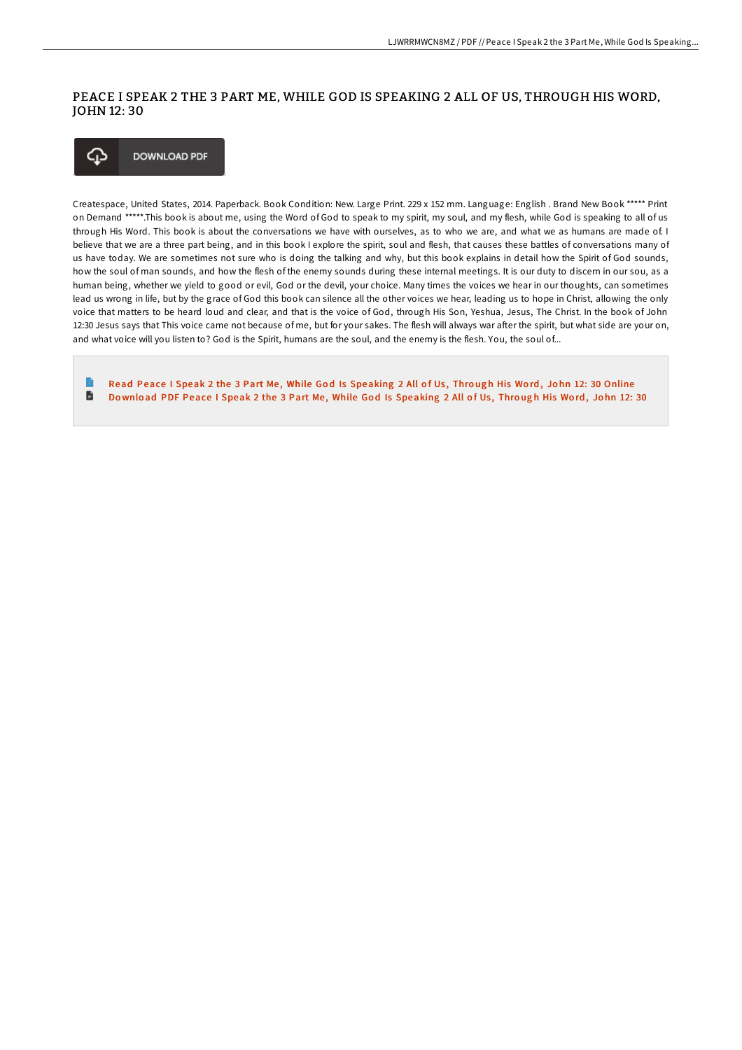# PEACE I SPEAK 2 THE 3 PART ME, WHILE GOD IS SPEAKING 2 ALL OF US, THROUGH HIS WORD, JOHN 12: 30

DOWNLOAD PDF

Createspace, United States, 2014. Paperback. Book Condition: New. Large Print. 229 x 152 mm. Language: English . Brand New Book ***** Print on Demand *****.This book is about me, using the Word of God to speak to my spirit, my soul, and my flesh, while God is speaking to all of us through His Word. This book is about the conversations we have with ourselves, as to who we are, and what we as humans are made of. I believe that we are a three part being, and in this book I explore the spirit, soul and flesh, that causes these battles of conversations many of us have today. We are sometimes not sure who is doing the talking and why, but this book explains in detail how the Spirit of God sounds, how the soul of man sounds, and how the flesh of the enemy sounds during these internal meetings. It is our duty to discern in our sou, as a human being, whether we yield to good or evil, God or the devil, your choice. Many times the voices we hear in our thoughts, can sometimes lead us wrong in life, but by the grace of God this book can silence all the other voices we hear, leading us to hope in Christ, allowing the only voice that matters to be heard loud and clear, and that is the voice of God, through His Son, Yeshua, Jesus, The Christ. In the book of John 12:30 Jesus says that This voice came not because of me, but for your sakes. The flesh will always war after the spirit, but what side are your on, and what voice will you listen to? God is the Spirit, humans are the soul, and the enemy is the flesh. You, the soul of...

- Read Peace I Speak 2 the 3 Part Me, While God Is Speaking 2 All of Us, Through His Word, John 12: 30 Online
- Download PDF Peace I Speak 2 the 3 Part Me, While God Is Speaking 2 All of Us, Through His Word, John 12: 30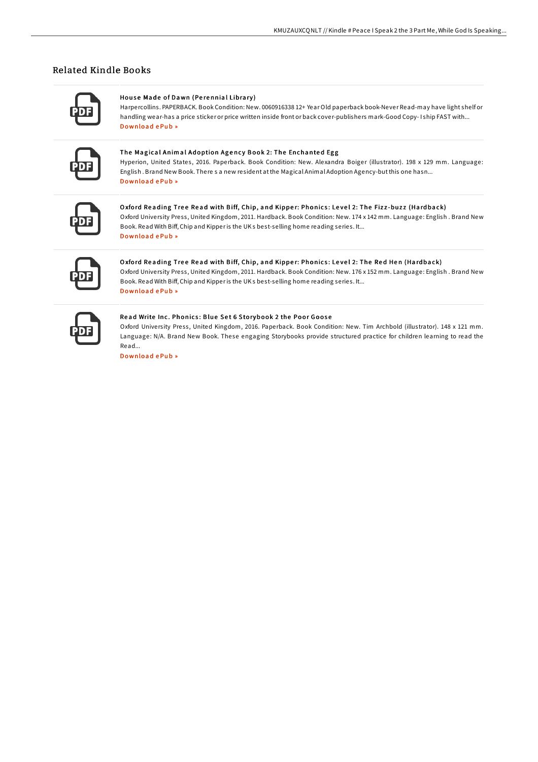## Related Kindle Books

### House Made of Dawn (Perennial Library)

Harpercollins. PAPERBACK. Book Condition: New. 0060916338 12+ Year Old paperback book-Never Read-may have light shelf or handling wear-has a price sticker or price written inside front or back cover-publishers mark-Good Copy- I ship FAST with...

Download ePub »

### The Magical Animal Adoption Agency Book 2: The Enchanted Egg

Hyperion, United States, 2016. Paperback. Book Condition: New. Alexandra Boiger (illustrator). 198 x 129 mm. Language: English . Brand New Book. There s a new resident at the Magical Animal Adoption Agency-but this one hasn...

Download ePub »

### Oxford Reading Tree Read with Biff, Chip, and Kipper: Phonics: Level 2: The Fizz-buzz (Hardback)

Oxford University Press, United Kingdom, 2011. Hardback. Book Condition: New. 174 x 142 mm. Language: English . Brand New Book. Read With Biff, Chip and Kipper is the UK s best-selling home reading series. It...

Download ePub »

### Oxford Reading Tree Read with Biff, Chip, and Kipper: Phonics: Level 2: The Red Hen (Hardback)

Oxford University Press, United Kingdom, 2011. Hardback. Book Condition: New. 176 x 152 mm. Language: English . Brand New Book. Read With Biff, Chip and Kipper is the UK s best-selling home reading series. It...

Download ePub »

### Read Write Inc. Phonics: Blue Set 6 Storybook 2 the Poor Goose

Oxford University Press, United Kingdom, 2016. Paperback. Book Condition: New. Tim Archbold (illustrator). 148 x 121 mm. Language: N/A. Brand New Book. These engaging Storybooks provide structured practice for children learning to read the Read...

Download ePub »